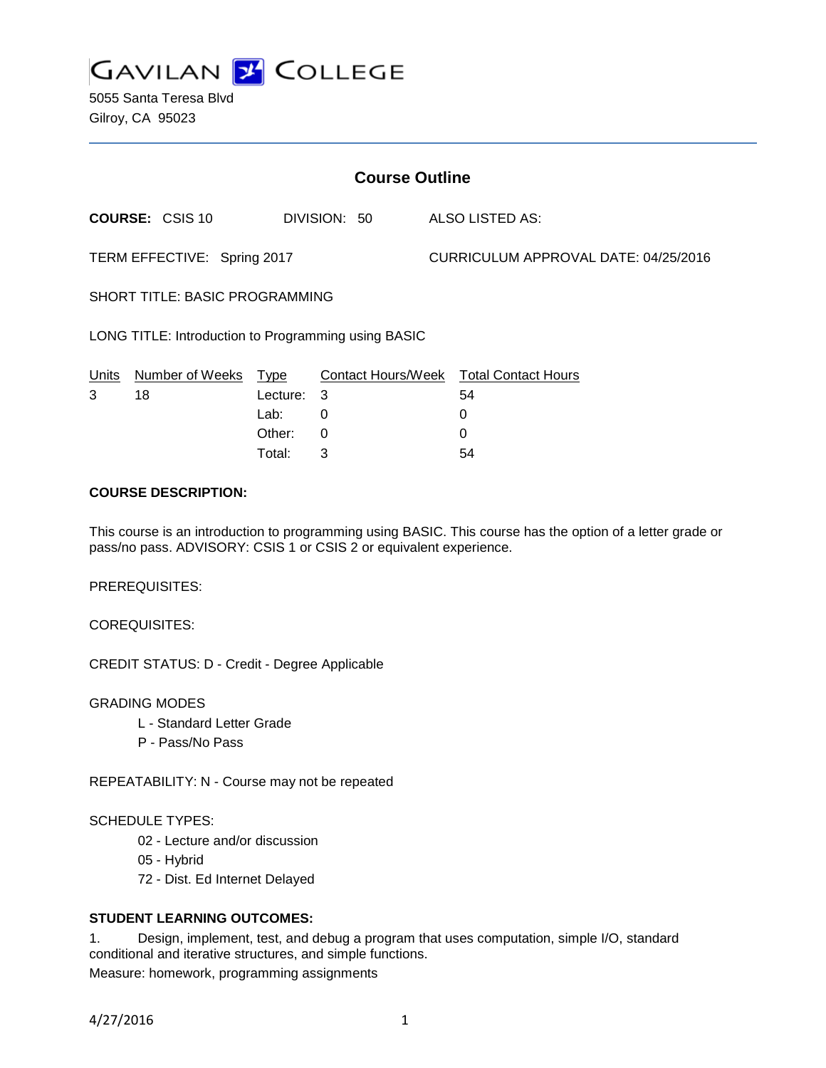# GAVILAN COLLEGE

5055 Santa Teresa Blvd
Gilroy, CA 95023

## Course Outline

**COURSE:** CSIS 10 DIVISION: 50 ALSO LISTED AS:

TERM EFFECTIVE: Spring 2017 CURRICULUM APPROVAL DATE: 04/25/2016

SHORT TITLE: BASIC PROGRAMMING

LONG TITLE: Introduction to Programming using BASIC

| Units | Number of Weeks | Type | Contact Hours/Week | Total Contact Hours |
|---|---|---|---|---|
| 3 | 18 | Lecture: | 3 | 54 |
| | | Lab: | 0 | 0 |
| | | Other: | 0 | 0 |
| | | Total: | 3 | 54 |

**COURSE DESCRIPTION:**

This course is an introduction to programming using BASIC. This course has the option of a letter grade or pass/no pass. ADVISORY: CSIS 1 or CSIS 2 or equivalent experience.

PREREQUISITES:

COREQUISITES:

CREDIT STATUS: D - Credit - Degree Applicable

GRADING MODES

- L - Standard Letter Grade
- P - Pass/No Pass

REPEATABILITY: N - Course may not be repeated

SCHEDULE TYPES:

- 02 - Lecture and/or discussion
- 05 - Hybrid
- 72 - Dist. Ed Internet Delayed

**STUDENT LEARNING OUTCOMES:**

1. Design, implement, test, and debug a program that uses computation, simple I/O, standard conditional and iterative structures, and simple functions.

Measure: homework, programming assignments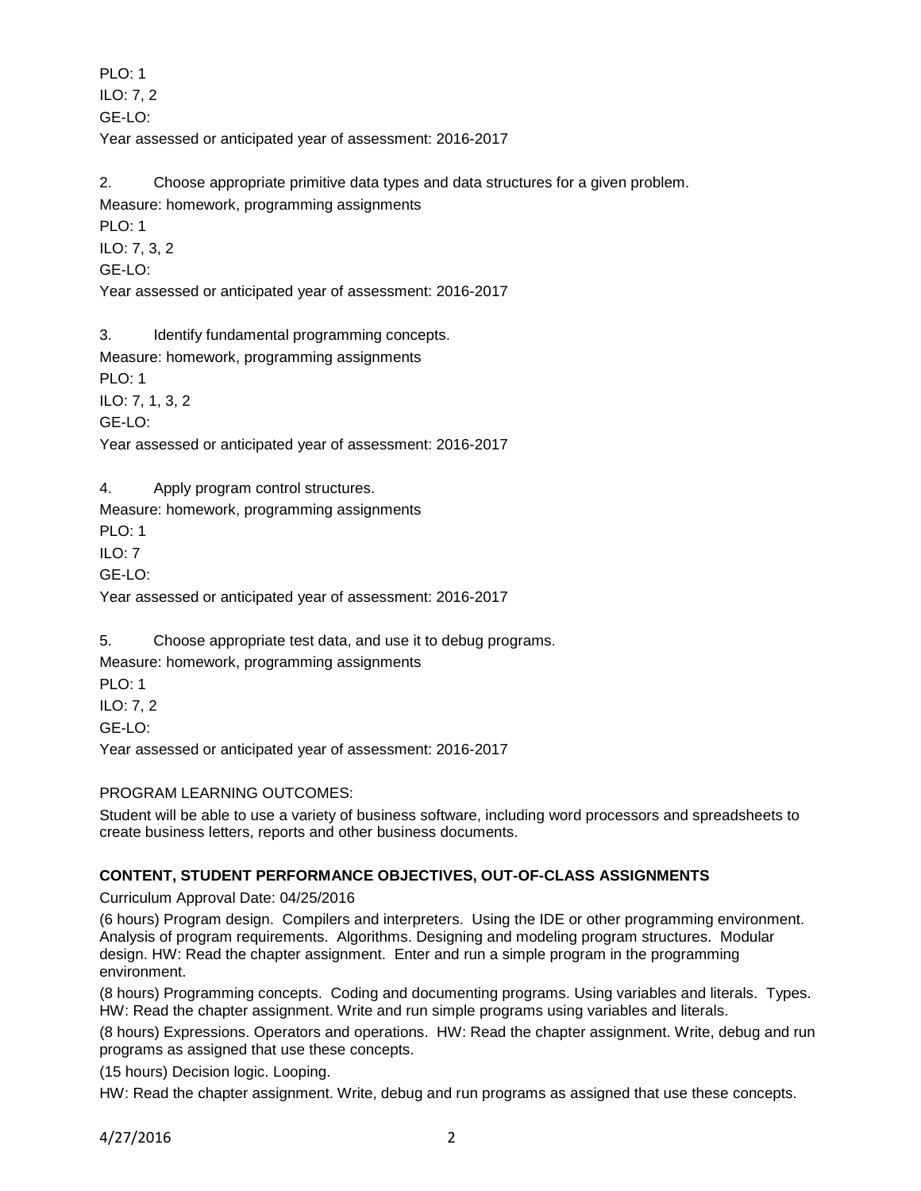PLO: 1
ILO: 7, 2
GE-LO:
Year assessed or anticipated year of assessment: 2016-2017

2. Choose appropriate primitive data types and data structures for a given problem.
Measure: homework, programming assignments
PLO: 1
ILO: 7, 3, 2
GE-LO:
Year assessed or anticipated year of assessment: 2016-2017

3. Identify fundamental programming concepts.
Measure: homework, programming assignments
PLO: 1
ILO: 7, 1, 3, 2
GE-LO:
Year assessed or anticipated year of assessment: 2016-2017

4. Apply program control structures.
Measure: homework, programming assignments
PLO: 1
ILO: 7
GE-LO:
Year assessed or anticipated year of assessment: 2016-2017

5. Choose appropriate test data, and use it to debug programs.
Measure: homework, programming assignments
PLO: 1
ILO: 7, 2
GE-LO:
Year assessed or anticipated year of assessment: 2016-2017

PROGRAM LEARNING OUTCOMES:

Student will be able to use a variety of business software, including word processors and spreadsheets to create business letters, reports and other business documents.

**CONTENT, STUDENT PERFORMANCE OBJECTIVES, OUT-OF-CLASS ASSIGNMENTS**

Curriculum Approval Date: 04/25/2016

(6 hours) Program design. Compilers and interpreters. Using the IDE or other programming environment. Analysis of program requirements. Algorithms. Designing and modeling program structures. Modular design. HW: Read the chapter assignment. Enter and run a simple program in the programming environment.

(8 hours) Programming concepts. Coding and documenting programs. Using variables and literals. Types. HW: Read the chapter assignment. Write and run simple programs using variables and literals.

(8 hours) Expressions. Operators and operations. HW: Read the chapter assignment. Write, debug and run programs as assigned that use these concepts.

(15 hours) Decision logic. Looping.

HW: Read the chapter assignment. Write, debug and run programs as assigned that use these concepts.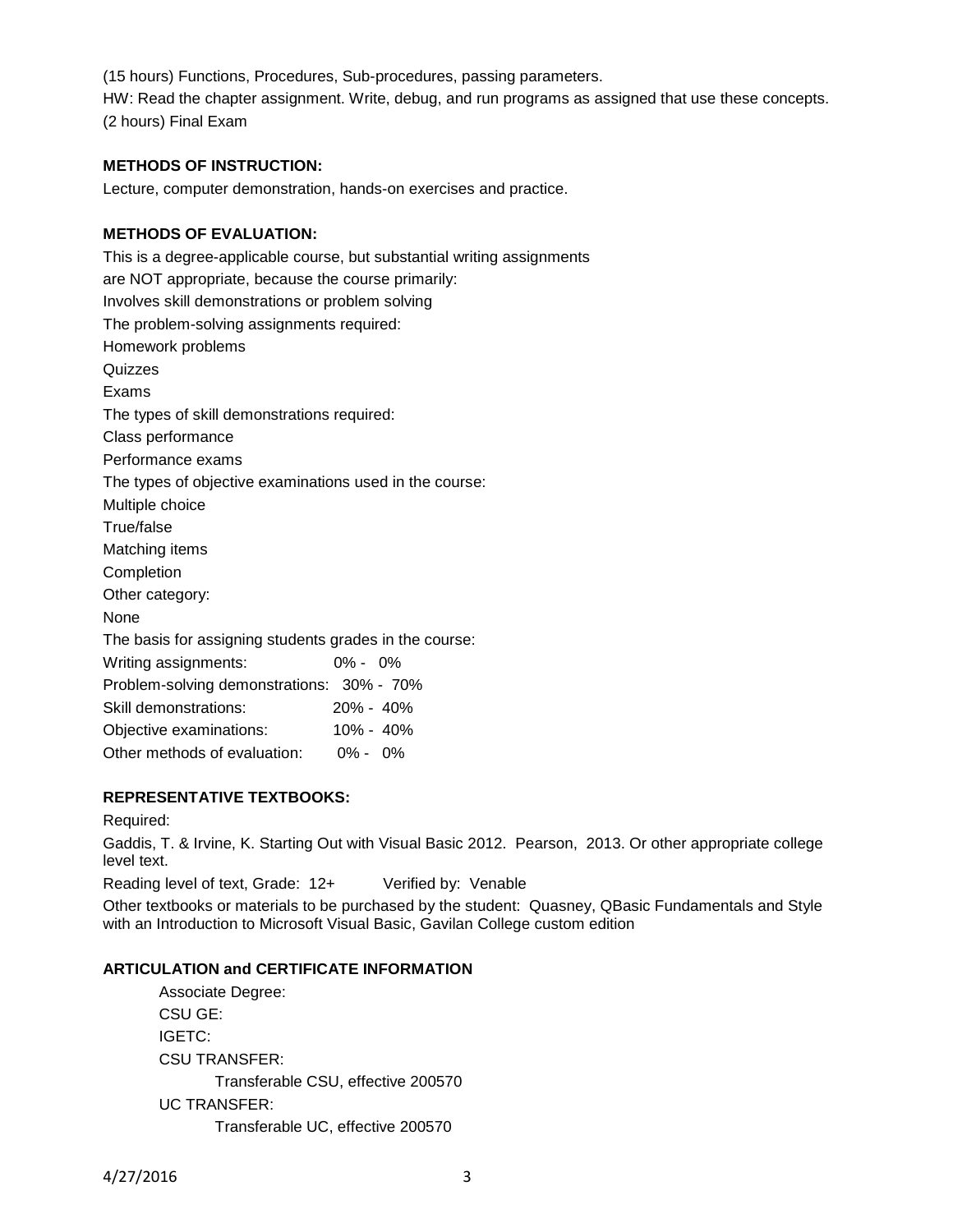(15 hours) Functions, Procedures, Sub-procedures, passing parameters.

HW: Read the chapter assignment. Write, debug, and run programs as assigned that use these concepts.

(2 hours) Final Exam

**METHODS OF INSTRUCTION:**

Lecture, computer demonstration, hands-on exercises and practice.

**METHODS OF EVALUATION:**

This is a degree-applicable course, but substantial writing assignments are NOT appropriate, because the course primarily:

Involves skill demonstrations or problem solving

The problem-solving assignments required:

Homework problems

Quizzes

Exams

The types of skill demonstrations required:

Class performance

Performance exams

The types of objective examinations used in the course:

Multiple choice

True/false

Matching items

Completion

Other category:

None

The basis for assigning students grades in the course:

| | |
|---|---|
| Writing assignments: | 0% - 0% |
| Problem-solving demonstrations: | 30% - 70% |
| Skill demonstrations: | 20% - 40% |
| Objective examinations: | 10% - 40% |
| Other methods of evaluation: | 0% - 0% |

**REPRESENTATIVE TEXTBOOKS:**

Required:

Gaddis, T. & Irvine, K. Starting Out with Visual Basic 2012. Pearson, 2013. Or other appropriate college level text.

Reading level of text, Grade: 12+ Verified by: Venable

Other textbooks or materials to be purchased by the student: Quasney, QBasic Fundamentals and Style with an Introduction to Microsoft Visual Basic, Gavilan College custom edition

**ARTICULATION and CERTIFICATE INFORMATION**

Associate Degree:

CSU GE:

IGETC:

CSU TRANSFER:

Transferable CSU, effective 200570

UC TRANSFER:

Transferable UC, effective 200570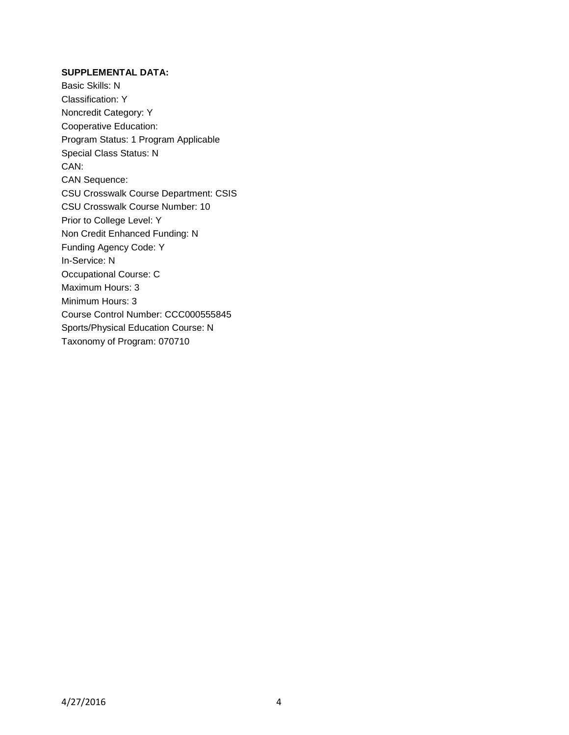**SUPPLEMENTAL DATA:**

Basic Skills: N

Classification: Y

Noncredit Category: Y

Cooperative Education:

Program Status: 1 Program Applicable

Special Class Status: N

CAN:

CAN Sequence:

CSU Crosswalk Course Department: CSIS

CSU Crosswalk Course Number: 10

Prior to College Level: Y

Non Credit Enhanced Funding: N

Funding Agency Code: Y

In-Service: N

Occupational Course: C

Maximum Hours: 3

Minimum Hours: 3

Course Control Number: CCC000555845

Sports/Physical Education Course: N

Taxonomy of Program: 070710